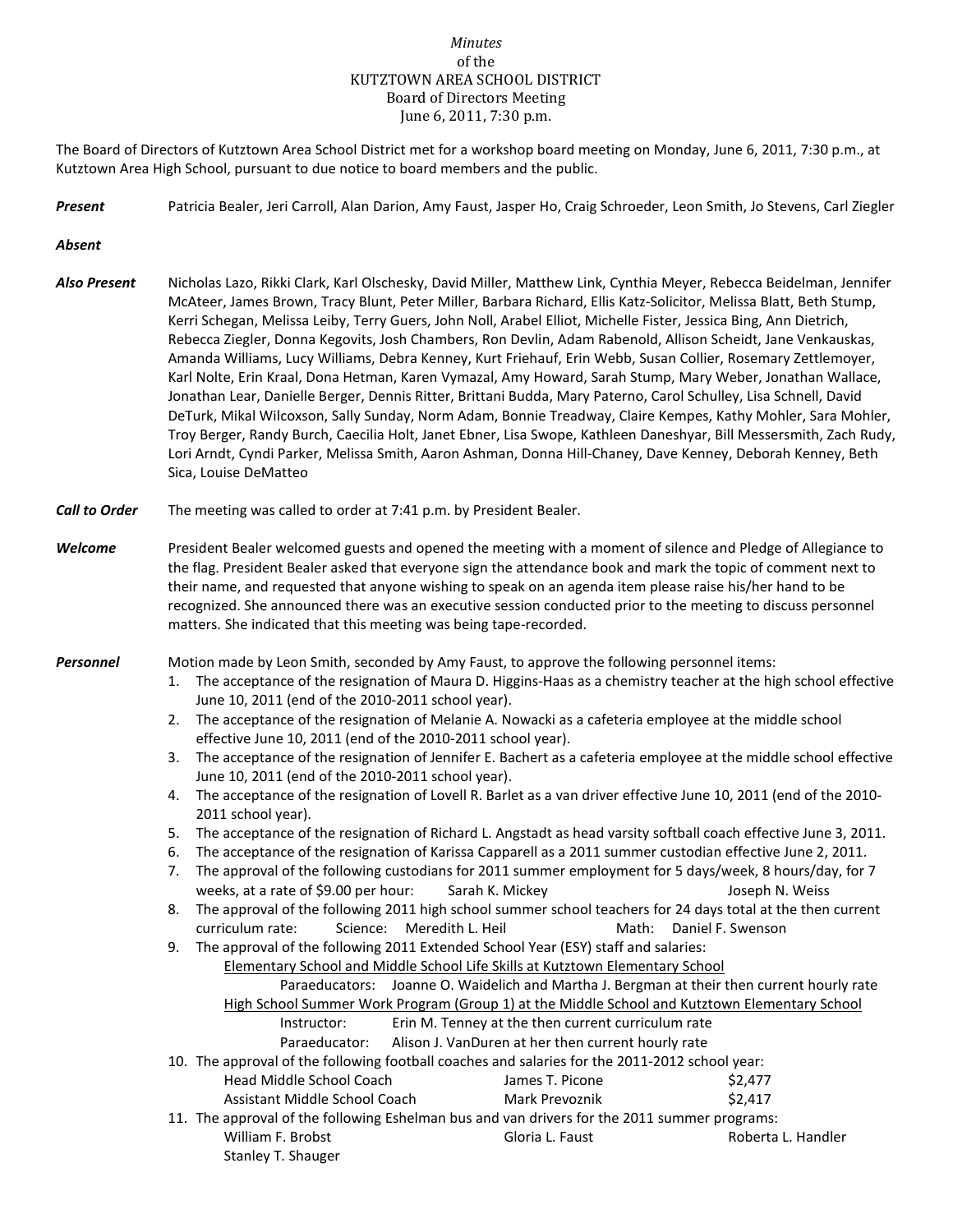*Minutes*
of the
KUTZTOWN AREA SCHOOL DISTRICT
Board of Directors Meeting
June 6, 2011, 7:30 p.m.

The Board of Directors of Kutztown Area School District met for a workshop board meeting on Monday, June 6, 2011, 7:30 p.m., at Kutztown Area High School, pursuant to due notice to board members and the public.

***Present*** Patricia Bealer, Jeri Carroll, Alan Darion, Amy Faust, Jasper Ho, Craig Schroeder, Leon Smith, Jo Stevens, Carl Ziegler

***Absent***

***Also Present*** Nicholas Lazo, Rikki Clark, Karl Olschesky, David Miller, Matthew Link, Cynthia Meyer, Rebecca Beidelman, Jennifer McAteer, James Brown, Tracy Blunt, Peter Miller, Barbara Richard, Ellis Katz-Solicitor, Melissa Blatt, Beth Stump, Kerri Schegan, Melissa Leiby, Terry Guers, John Noll, Arabel Elliot, Michelle Fister, Jessica Bing, Ann Dietrich, Rebecca Ziegler, Donna Kegovits, Josh Chambers, Ron Devlin, Adam Rabenold, Allison Scheidt, Jane Venkauskas, Amanda Williams, Lucy Williams, Debra Kenney, Kurt Friehauf, Erin Webb, Susan Collier, Rosemary Zettlemoyer, Karl Nolte, Erin Kraal, Dona Hetman, Karen Vymazal, Amy Howard, Sarah Stump, Mary Weber, Jonathan Wallace, Jonathan Lear, Danielle Berger, Dennis Ritter, Brittani Budda, Mary Paterno, Carol Schulley, Lisa Schnell, David DeTurk, Mikal Wilcoxson, Sally Sunday, Norm Adam, Bonnie Treadway, Claire Kempes, Kathy Mohler, Sara Mohler, Troy Berger, Randy Burch, Caecilia Holt, Janet Ebner, Lisa Swope, Kathleen Daneshyar, Bill Messersmith, Zach Rudy, Lori Arndt, Cyndi Parker, Melissa Smith, Aaron Ashman, Donna Hill-Chaney, Dave Kenney, Deborah Kenney, Beth Sica, Louise DeMatteo

***Call to Order*** The meeting was called to order at 7:41 p.m. by President Bealer.

***Welcome*** President Bealer welcomed guests and opened the meeting with a moment of silence and Pledge of Allegiance to the flag. President Bealer asked that everyone sign the attendance book and mark the topic of comment next to their name, and requested that anyone wishing to speak on an agenda item please raise his/her hand to be recognized. She announced there was an executive session conducted prior to the meeting to discuss personnel matters. She indicated that this meeting was being tape-recorded.

***Personnel*** Motion made by Leon Smith, seconded by Amy Faust, to approve the following personnel items:

1. The acceptance of the resignation of Maura D. Higgins-Haas as a chemistry teacher at the high school effective June 10, 2011 (end of the 2010-2011 school year).
2. The acceptance of the resignation of Melanie A. Nowacki as a cafeteria employee at the middle school effective June 10, 2011 (end of the 2010-2011 school year).
3. The acceptance of the resignation of Jennifer E. Bachert as a cafeteria employee at the middle school effective June 10, 2011 (end of the 2010-2011 school year).
4. The acceptance of the resignation of Lovell R. Barlet as a van driver effective June 10, 2011 (end of the 2010-2011 school year).
5. The acceptance of the resignation of Richard L. Angstadt as head varsity softball coach effective June 3, 2011.
6. The acceptance of the resignation of Karissa Capparell as a 2011 summer custodian effective June 2, 2011.
7. The approval of the following custodians for 2011 summer employment for 5 days/week, 8 hours/day, for 7 weeks, at a rate of $9.00 per hour: Sarah K. Mickey Joseph N. Weiss
8. The approval of the following 2011 high school summer school teachers for 24 days total at the then current curriculum rate: Science: Meredith L. Heil Math: Daniel F. Swenson
9. The approval of the following 2011 Extended School Year (ESY) staff and salaries:
   - Elementary School and Middle School Life Skills at Kutztown Elementary School
     - Paraeducators: Joanne O. Waidelich and Martha J. Bergman at their then current hourly rate
   - High School Summer Work Program (Group 1) at the Middle School and Kutztown Elementary School
     - Instructor: Erin M. Tenney at the then current curriculum rate
     - Paraeducator: Alison J. VanDuren at her then current hourly rate
10. The approval of the following football coaches and salaries for the 2011-2012 school year:

| | | |
|---|---|---|
| Head Middle School Coach | James T. Picone | $2,477 |
| Assistant Middle School Coach | Mark Prevoznik | $2,417 |

11. The approval of the following Eshelman bus and van drivers for the 2011 summer programs:

| | | |
|---|---|---|
| William F. Brobst | Gloria L. Faust | Roberta L. Handler |
| Stanley T. Shauger | | |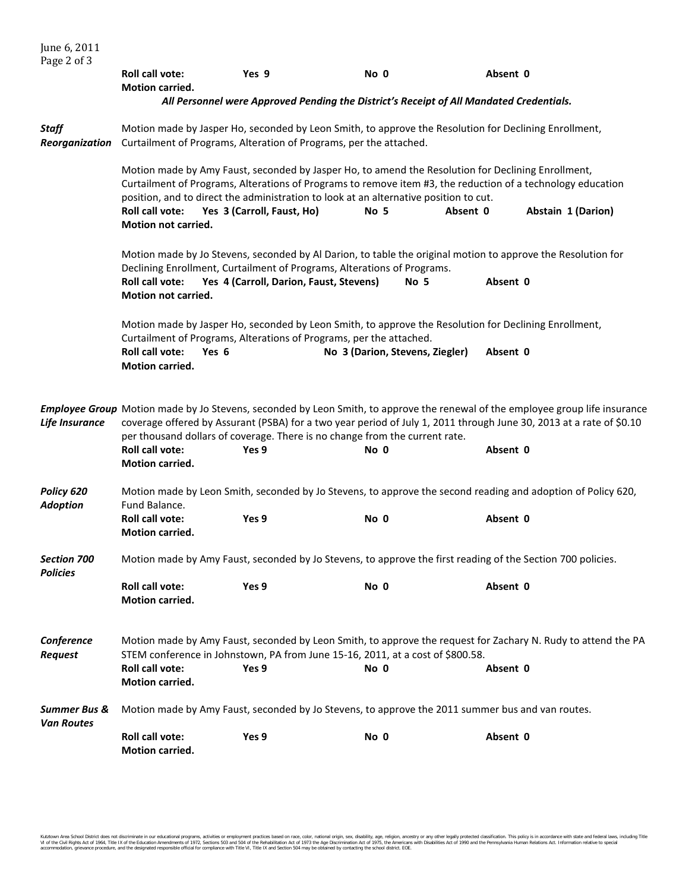**Roll call vote:** Yes 9 No 0 Absent 0
**Motion carried.**

***All Personnel were Approved Pending the District's Receipt of All Mandated Credentials.***

***Staff Reorganization***

Motion made by Jasper Ho, seconded by Leon Smith, to approve the Resolution for Declining Enrollment, Curtailment of Programs, Alteration of Programs, per the attached.

Motion made by Amy Faust, seconded by Jasper Ho, to amend the Resolution for Declining Enrollment, Curtailment of Programs, Alterations of Programs to remove item #3, the reduction of a technology education position, and to direct the administration to look at an alternative position to cut.
**Roll call vote:** **Yes 3 (Carroll, Faust, Ho)** **No 5** **Absent 0** **Abstain 1 (Darion)**
**Motion not carried.**

Motion made by Jo Stevens, seconded by Al Darion, to table the original motion to approve the Resolution for Declining Enrollment, Curtailment of Programs, Alterations of Programs.
**Roll call vote:** **Yes 4 (Carroll, Darion, Faust, Stevens)** **No 5** **Absent 0**
**Motion not carried.**

Motion made by Jasper Ho, seconded by Leon Smith, to approve the Resolution for Declining Enrollment, Curtailment of Programs, Alterations of Programs, per the attached.
**Roll call vote:** **Yes 6** **No 3 (Darion, Stevens, Ziegler)** **Absent 0**
**Motion carried.**

***Employee Group Life Insurance***

Motion made by Jo Stevens, seconded by Leon Smith, to approve the renewal of the employee group life insurance coverage offered by Assurant (PSBA) for a two year period of July 1, 2011 through June 30, 2013 at a rate of $0.10 per thousand dollars of coverage. There is no change from the current rate.
**Roll call vote:** Yes 9 No 0 Absent 0
**Motion carried.**

***Policy 620 Adoption***

Motion made by Leon Smith, seconded by Jo Stevens, to approve the second reading and adoption of Policy 620, Fund Balance.
**Roll call vote:** Yes 9 No 0 Absent 0
**Motion carried.**

***Section 700 Policies***

Motion made by Amy Faust, seconded by Jo Stevens, to approve the first reading of the Section 700 policies.
**Roll call vote:** Yes 9 No 0 Absent 0
**Motion carried.**

***Conference Request***

Motion made by Amy Faust, seconded by Leon Smith, to approve the request for Zachary N. Rudy to attend the PA STEM conference in Johnstown, PA from June 15-16, 2011, at a cost of $800.58.
**Roll call vote:** Yes 9 No 0 Absent 0
**Motion carried.**

***Summer Bus & Van Routes***

Motion made by Amy Faust, seconded by Jo Stevens, to approve the 2011 summer bus and van routes.
**Roll call vote:** Yes 9 No 0 Absent 0
**Motion carried.**

Kutztown Area School District does not discriminate in our educational programs, activities or employment practices based on race, color, national origin, sex, disability, age, religion, ancestry or any other legally protected classification. This policy is in accordance with state and federal laws, including Title VI of the Civil Rights Act of 1964, Title IX of the Education Amendments of 1972, Sections 503 and 504 of the Rehabilitation Act of 1973 the Age Discrimination Act of 1975, the Americans with Disabilities Act of 1990 and the Pennsylvania Human Relations Act. Information relative to special accommodation, grievance procedure, and the designated responsible official for compliance with Title VI, Title IX and Section 504 may be obtained by contacting the school district. EOE.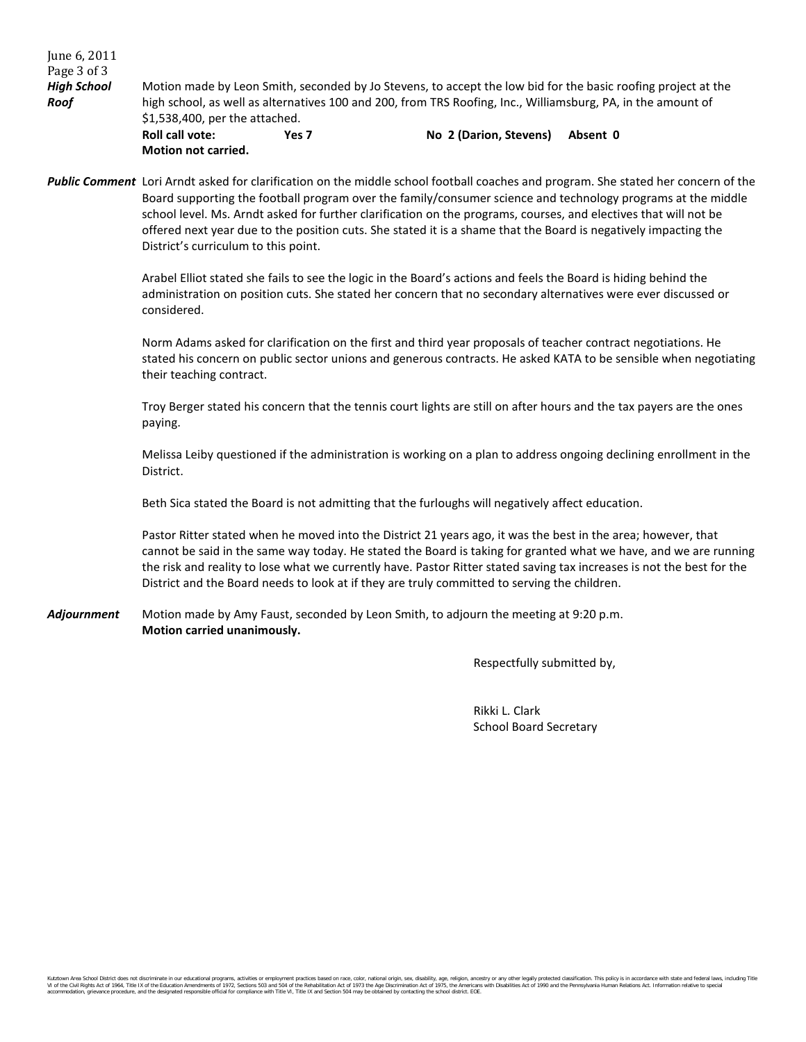***High School Roof***

Motion made by Leon Smith, seconded by Jo Stevens, to accept the low bid for the basic roofing project at the high school, as well as alternatives 100 and 200, from TRS Roofing, Inc., Williamsburg, PA, in the amount of $1,538,400, per the attached.

**Roll call vote:** **Yes 7** **No 2 (Darion, Stevens)** **Absent 0**

**Motion not carried.**

***Public Comment***

Lori Arndt asked for clarification on the middle school football coaches and program. She stated her concern of the Board supporting the football program over the family/consumer science and technology programs at the middle school level. Ms. Arndt asked for further clarification on the programs, courses, and electives that will not be offered next year due to the position cuts. She stated it is a shame that the Board is negatively impacting the District's curriculum to this point.

Arabel Elliot stated she fails to see the logic in the Board's actions and feels the Board is hiding behind the administration on position cuts. She stated her concern that no secondary alternatives were ever discussed or considered.

Norm Adams asked for clarification on the first and third year proposals of teacher contract negotiations. He stated his concern on public sector unions and generous contracts. He asked KATA to be sensible when negotiating their teaching contract.

Troy Berger stated his concern that the tennis court lights are still on after hours and the tax payers are the ones paying.

Melissa Leiby questioned if the administration is working on a plan to address ongoing declining enrollment in the District.

Beth Sica stated the Board is not admitting that the furloughs will negatively affect education.

Pastor Ritter stated when he moved into the District 21 years ago, it was the best in the area; however, that cannot be said in the same way today. He stated the Board is taking for granted what we have, and we are running the risk and reality to lose what we currently have. Pastor Ritter stated saving tax increases is not the best for the District and the Board needs to look at if they are truly committed to serving the children.

***Adjournment***

Motion made by Amy Faust, seconded by Leon Smith, to adjourn the meeting at 9:20 p.m.
**Motion carried unanimously.**

Respectfully submitted by,

Rikki L. Clark
School Board Secretary

Kutztown Area School District does not discriminate in our educational programs, activities or employment practices based on race, color, national origin, sex, disability, age, religion, ancestry or any other legally protected classification. This policy is in accordance with state and federal laws, including Title VI of the Civil Rights Act of 1964, Title IX of the Education Amendments of 1972, Sections 503 and 504 of the Rehabilitation Act of 1973 the Age Discrimination Act of 1975, the Americans with Disabilities Act of 1990 and the Pennsylvania Human Relations Act. Information relative to special accommodation, grievance procedure, and the designated responsible official for compliance with Title VI, Title IX and Section 504 may be obtained by contacting the school district. EOE.